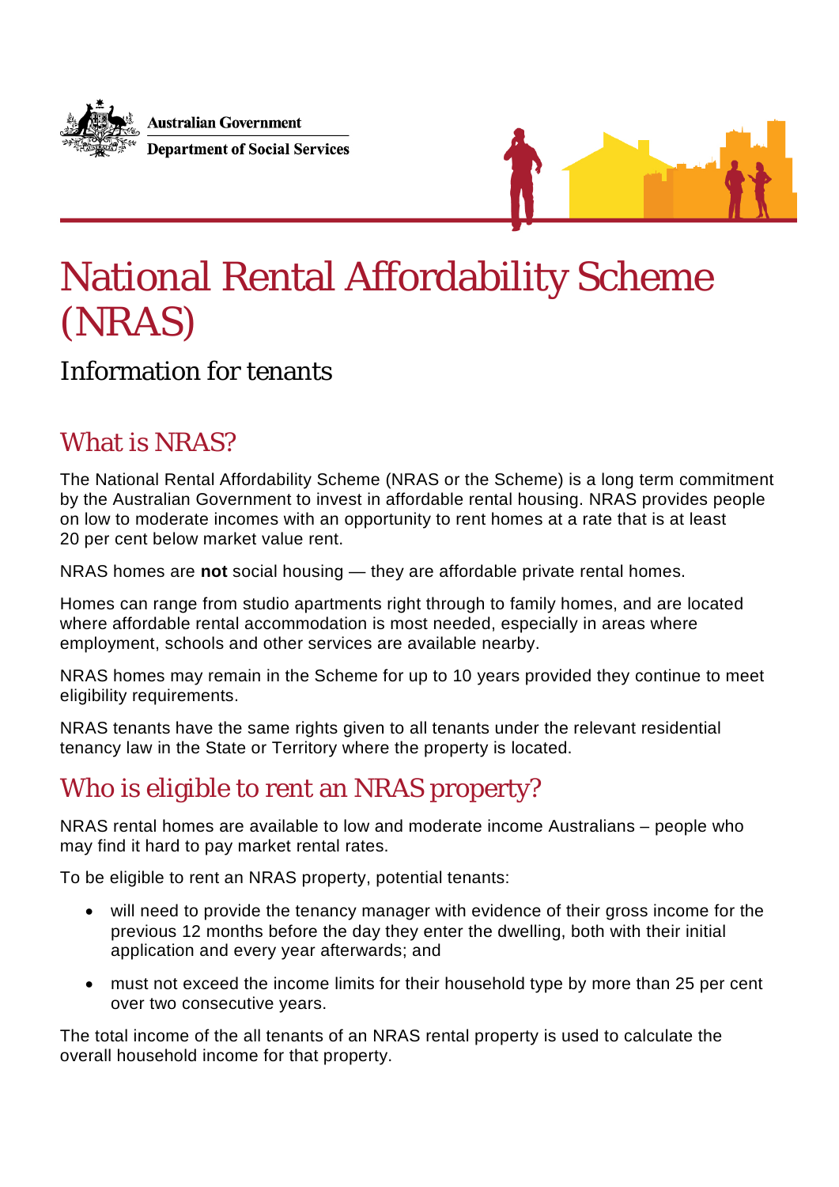Australian Government

Department of Social Services

# National Rental Affordability Scheme (NRAS)

## Information for tenants

## What is NRAS?

The National Rental Affordability Scheme (NRAS or the Scheme) is a long term commitment by the Australian Government to invest in affordable rental housing. NRAS provides people on low to moderate incomes with an opportunity to rent homes at a rate that is at least 20 per cent below market value rent.

NRAS homes are **not** social housing — they are affordable private rental homes.

Homes can range from studio apartments right through to family homes, and are located where affordable rental accommodation is most needed, especially in areas where employment, schools and other services are available nearby.

NRAS homes may remain in the Scheme for up to 10 years provided they continue to meet eligibility requirements.

NRAS tenants have the same rights given to all tenants under the relevant residential tenancy law in the State or Territory where the property is located.

## Who is eligible to rent an NRAS property?

NRAS rental homes are available to low and moderate income Australians – people who may find it hard to pay market rental rates.

To be eligible to rent an NRAS property, potential tenants:

- will need to provide the tenancy manager with evidence of their gross income for the previous 12 months before the day they enter the dwelling, both with their initial application and every year afterwards; and
- must not exceed the income limits for their household type by more than 25 per cent over two consecutive years.

The total income of the all tenants of an NRAS rental property is used to calculate the overall household income for that property.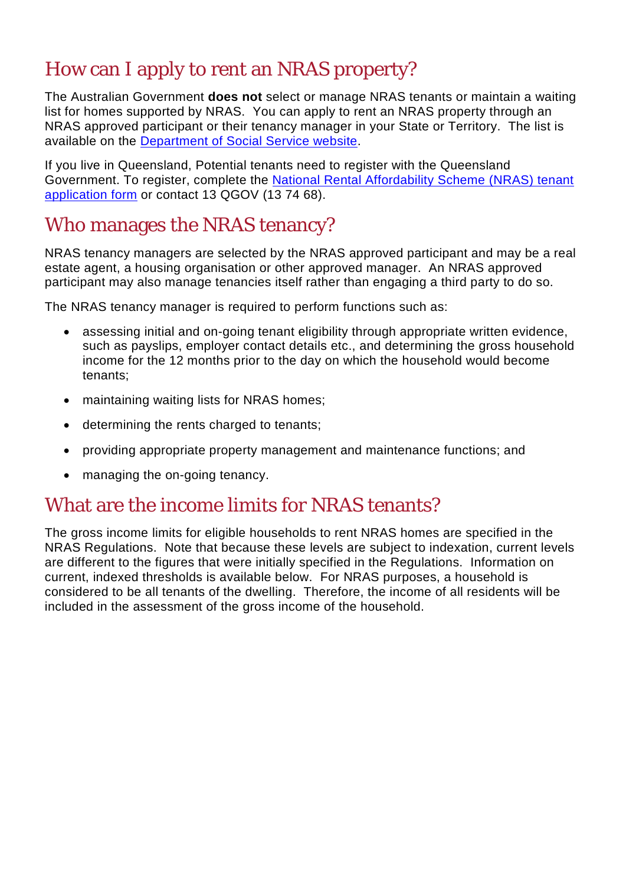## How can I apply to rent an NRAS property?

The Australian Government **does not** select or manage NRAS tenants or maintain a waiting list for homes supported by NRAS. You can apply to rent an NRAS property through an NRAS approved participant or their tenancy manager in your State or Territory. The list is available on the [Department of Social Service website](Department of Social Service website).

If you live in Queensland, Potential tenants need to register with the Queensland Government. To register, complete the [National Rental Affordability Scheme (NRAS) tenant application form](National Rental Affordability Scheme (NRAS) tenant application form) or contact 13 QGOV (13 74 68).

## Who manages the NRAS tenancy?

NRAS tenancy managers are selected by the NRAS approved participant and may be a real estate agent, a housing organisation or other approved manager. An NRAS approved participant may also manage tenancies itself rather than engaging a third party to do so.

The NRAS tenancy manager is required to perform functions such as:

- assessing initial and on-going tenant eligibility through appropriate written evidence, such as payslips, employer contact details etc., and determining the gross household income for the 12 months prior to the day on which the household would become tenants;
- maintaining waiting lists for NRAS homes;
- determining the rents charged to tenants;
- providing appropriate property management and maintenance functions; and
- managing the on-going tenancy.

## What are the income limits for NRAS tenants?

The gross income limits for eligible households to rent NRAS homes are specified in the NRAS Regulations. Note that because these levels are subject to indexation, current levels are different to the figures that were initially specified in the Regulations. Information on current, indexed thresholds is available below. For NRAS purposes, a household is considered to be all tenants of the dwelling. Therefore, the income of all residents will be included in the assessment of the gross income of the household.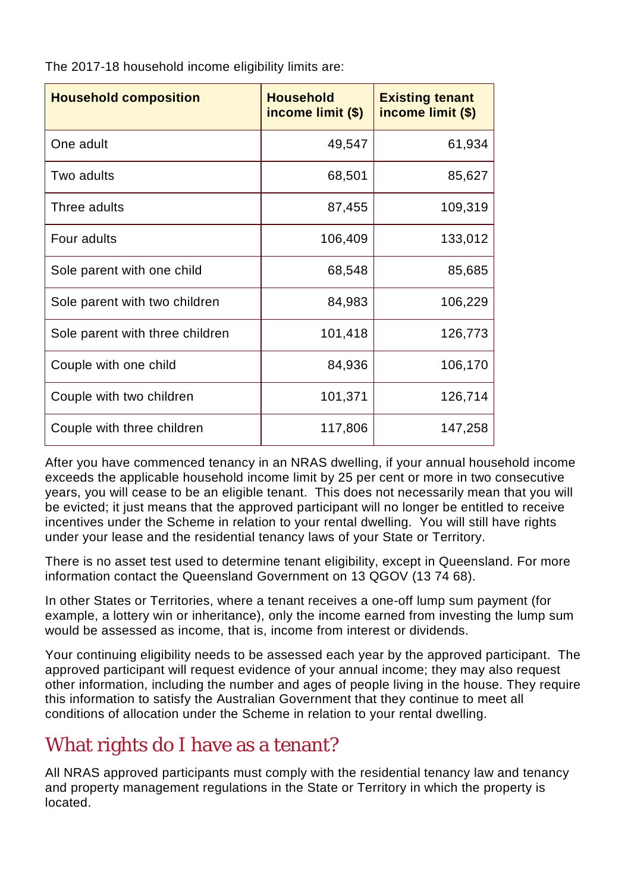The 2017-18 household income eligibility limits are:

| Household composition | Household income limit ($) | Existing tenant income limit ($) |
|---|---:|---:|
| One adult | 49,547 | 61,934 |
| Two adults | 68,501 | 85,627 |
| Three adults | 87,455 | 109,319 |
| Four adults | 106,409 | 133,012 |
| Sole parent with one child | 68,548 | 85,685 |
| Sole parent with two children | 84,983 | 106,229 |
| Sole parent with three children | 101,418 | 126,773 |
| Couple with one child | 84,936 | 106,170 |
| Couple with two children | 101,371 | 126,714 |
| Couple with three children | 117,806 | 147,258 |

After you have commenced tenancy in an NRAS dwelling, if your annual household income exceeds the applicable household income limit by 25 per cent or more in two consecutive years, you will cease to be an eligible tenant. This does not necessarily mean that you will be evicted; it just means that the approved participant will no longer be entitled to receive incentives under the Scheme in relation to your rental dwelling. You will still have rights under your lease and the residential tenancy laws of your State or Territory.

There is no asset test used to determine tenant eligibility, except in Queensland. For more information contact the Queensland Government on 13 QGOV (13 74 68).

In other States or Territories, where a tenant receives a one-off lump sum payment (for example, a lottery win or inheritance), only the income earned from investing the lump sum would be assessed as income, that is, income from interest or dividends.

Your continuing eligibility needs to be assessed each year by the approved participant. The approved participant will request evidence of your annual income; they may also request other information, including the number and ages of people living in the house. They require this information to satisfy the Australian Government that they continue to meet all conditions of allocation under the Scheme in relation to your rental dwelling.

## What rights do I have as a tenant?

All NRAS approved participants must comply with the residential tenancy law and tenancy and property management regulations in the State or Territory in which the property is located.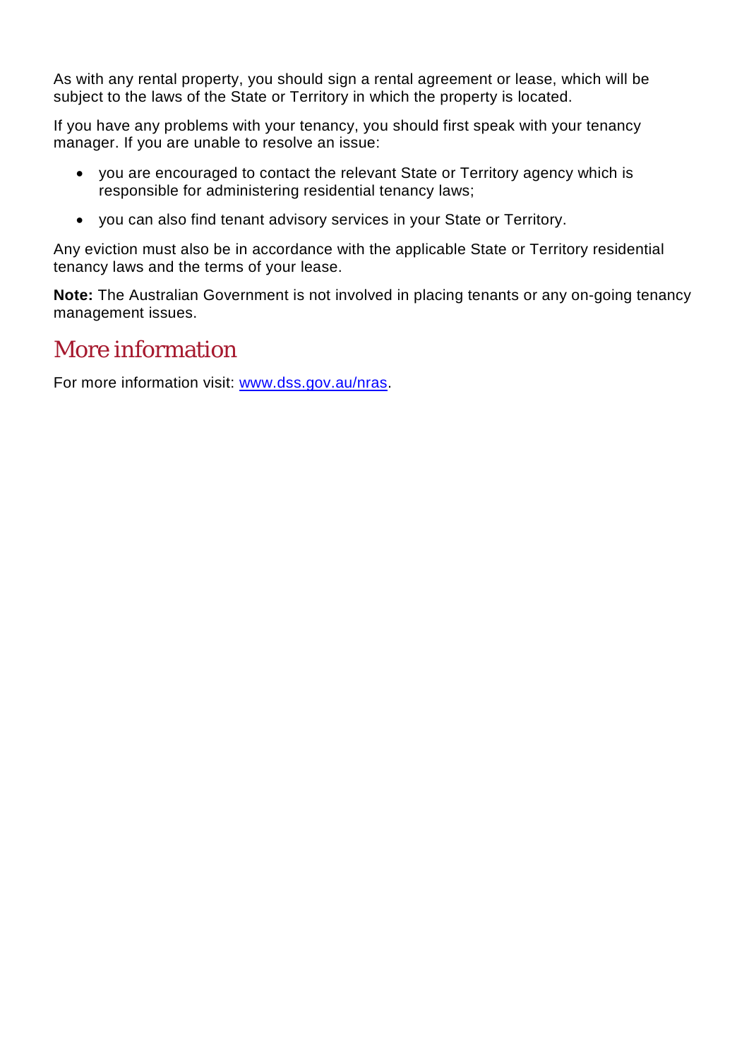As with any rental property, you should sign a rental agreement or lease, which will be subject to the laws of the State or Territory in which the property is located.

If you have any problems with your tenancy, you should first speak with your tenancy manager. If you are unable to resolve an issue:

- you are encouraged to contact the relevant State or Territory agency which is responsible for administering residential tenancy laws;
- you can also find tenant advisory services in your State or Territory.

Any eviction must also be in accordance with the applicable State or Territory residential tenancy laws and the terms of your lease.

**Note:** The Australian Government is not involved in placing tenants or any on-going tenancy management issues.

## More information

For more information visit: [www.dss.gov.au/nras](www.dss.gov.au/nras).